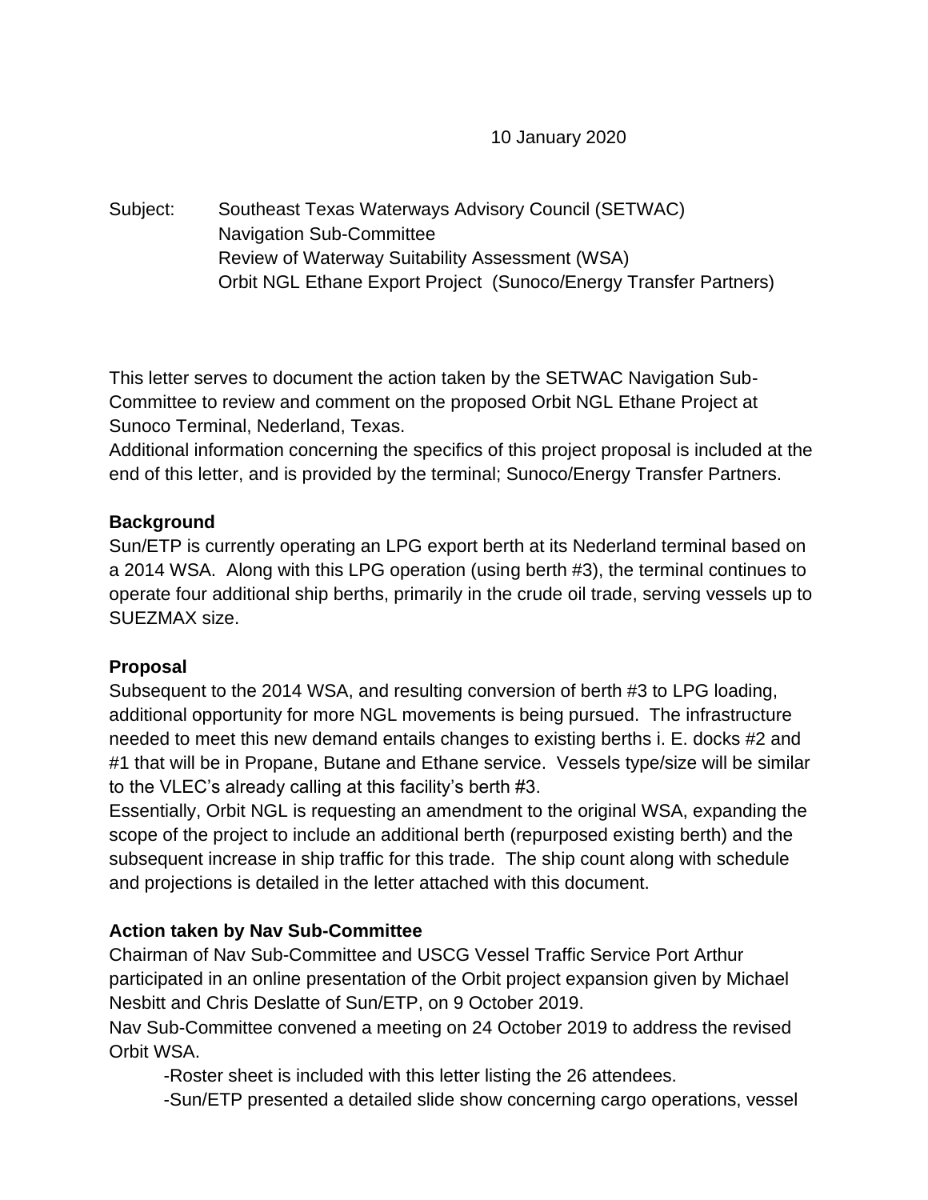10 January 2020

Subject: Southeast Texas Waterways Advisory Council (SETWAC)
Navigation Sub-Committee
Review of Waterway Suitability Assessment (WSA)
Orbit NGL Ethane Export Project (Sunoco/Energy Transfer Partners)

This letter serves to document the action taken by the SETWAC Navigation Sub-Committee to review and comment on the proposed Orbit NGL Ethane Project at Sunoco Terminal, Nederland, Texas.
Additional information concerning the specifics of this project proposal is included at the end of this letter, and is provided by the terminal; Sunoco/Energy Transfer Partners.

**Background**

Sun/ETP is currently operating an LPG export berth at its Nederland terminal based on a 2014 WSA. Along with this LPG operation (using berth #3), the terminal continues to operate four additional ship berths, primarily in the crude oil trade, serving vessels up to SUEZMAX size.

**Proposal**

Subsequent to the 2014 WSA, and resulting conversion of berth #3 to LPG loading, additional opportunity for more NGL movements is being pursued. The infrastructure needed to meet this new demand entails changes to existing berths i. E. docks #2 and #1 that will be in Propane, Butane and Ethane service. Vessels type/size will be similar to the VLEC's already calling at this facility's berth #3.
Essentially, Orbit NGL is requesting an amendment to the original WSA, expanding the scope of the project to include an additional berth (repurposed existing berth) and the subsequent increase in ship traffic for this trade. The ship count along with schedule and projections is detailed in the letter attached with this document.

**Action taken by Nav Sub-Committee**

Chairman of Nav Sub-Committee and USCG Vessel Traffic Service Port Arthur participated in an online presentation of the Orbit project expansion given by Michael Nesbitt and Chris Deslatte of Sun/ETP, on 9 October 2019.
Nav Sub-Committee convened a meeting on 24 October 2019 to address the revised Orbit WSA.

-Roster sheet is included with this letter listing the 26 attendees.
-Sun/ETP presented a detailed slide show concerning cargo operations, vessel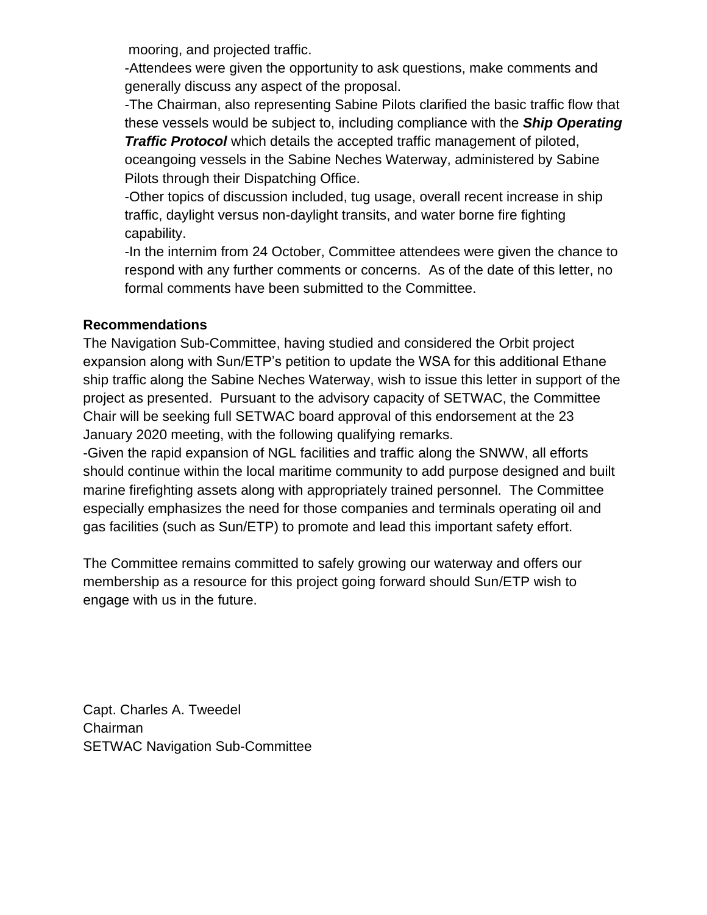mooring, and projected traffic.

-Attendees were given the opportunity to ask questions, make comments and generally discuss any aspect of the proposal.

-The Chairman, also representing Sabine Pilots clarified the basic traffic flow that these vessels would be subject to, including compliance with the ***Ship Operating Traffic Protocol*** which details the accepted traffic management of piloted, oceangoing vessels in the Sabine Neches Waterway, administered by Sabine Pilots through their Dispatching Office.

-Other topics of discussion included, tug usage, overall recent increase in ship traffic, daylight versus non-daylight transits, and water borne fire fighting capability.

-In the internim from 24 October, Committee attendees were given the chance to respond with any further comments or concerns. As of the date of this letter, no formal comments have been submitted to the Committee.

**Recommendations**

The Navigation Sub-Committee, having studied and considered the Orbit project expansion along with Sun/ETP's petition to update the WSA for this additional Ethane ship traffic along the Sabine Neches Waterway, wish to issue this letter in support of the project as presented. Pursuant to the advisory capacity of SETWAC, the Committee Chair will be seeking full SETWAC board approval of this endorsement at the 23 January 2020 meeting, with the following qualifying remarks.

-Given the rapid expansion of NGL facilities and traffic along the SNWW, all efforts should continue within the local maritime community to add purpose designed and built marine firefighting assets along with appropriately trained personnel. The Committee especially emphasizes the need for those companies and terminals operating oil and gas facilities (such as Sun/ETP) to promote and lead this important safety effort.

The Committee remains committed to safely growing our waterway and offers our membership as a resource for this project going forward should Sun/ETP wish to engage with us in the future.

Capt. Charles A. Tweedel
Chairman
SETWAC Navigation Sub-Committee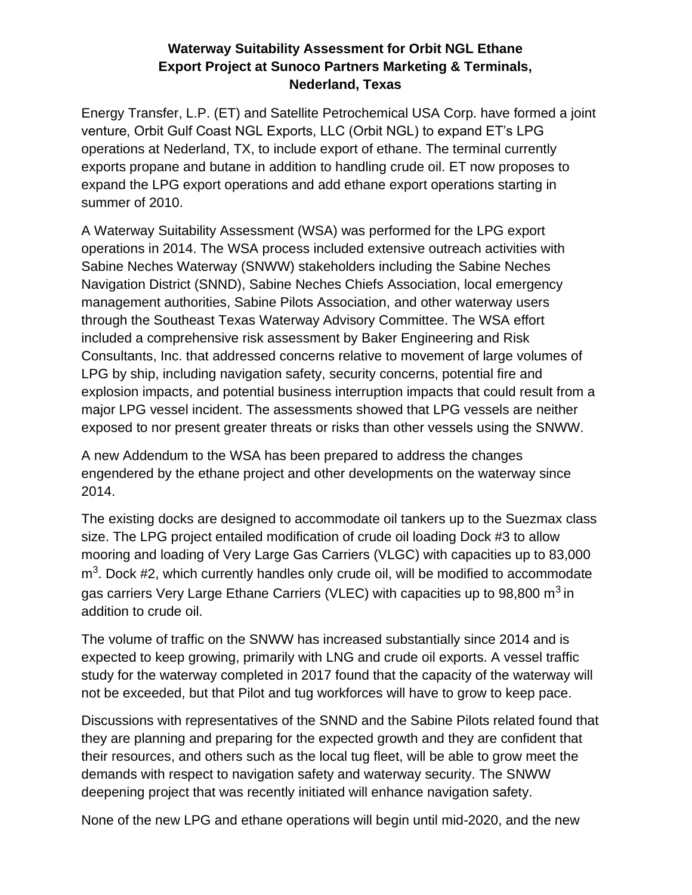**Waterway Suitability Assessment for Orbit NGL Ethane Export Project at Sunoco Partners Marketing & Terminals, Nederland, Texas**

Energy Transfer, L.P. (ET) and Satellite Petrochemical USA Corp. have formed a joint venture, Orbit Gulf Coast NGL Exports, LLC (Orbit NGL) to expand ET's LPG operations at Nederland, TX, to include export of ethane. The terminal currently exports propane and butane in addition to handling crude oil. ET now proposes to expand the LPG export operations and add ethane export operations starting in summer of 2010.

A Waterway Suitability Assessment (WSA) was performed for the LPG export operations in 2014. The WSA process included extensive outreach activities with Sabine Neches Waterway (SNWW) stakeholders including the Sabine Neches Navigation District (SNND), Sabine Neches Chiefs Association, local emergency management authorities, Sabine Pilots Association, and other waterway users through the Southeast Texas Waterway Advisory Committee. The WSA effort included a comprehensive risk assessment by Baker Engineering and Risk Consultants, Inc. that addressed concerns relative to movement of large volumes of LPG by ship, including navigation safety, security concerns, potential fire and explosion impacts, and potential business interruption impacts that could result from a major LPG vessel incident. The assessments showed that LPG vessels are neither exposed to nor present greater threats or risks than other vessels using the SNWW.

A new Addendum to the WSA has been prepared to address the changes engendered by the ethane project and other developments on the waterway since 2014.

The existing docks are designed to accommodate oil tankers up to the Suezmax class size. The LPG project entailed modification of crude oil loading Dock #3 to allow mooring and loading of Very Large Gas Carriers (VLGC) with capacities up to 83,000 $m^3$. Dock #2, which currently handles only crude oil, will be modified to accommodate gas carriers Very Large Ethane Carriers (VLEC) with capacities up to 98,800 $m^3$ in addition to crude oil.

The volume of traffic on the SNWW has increased substantially since 2014 and is expected to keep growing, primarily with LNG and crude oil exports. A vessel traffic study for the waterway completed in 2017 found that the capacity of the waterway will not be exceeded, but that Pilot and tug workforces will have to grow to keep pace.

Discussions with representatives of the SNND and the Sabine Pilots related found that they are planning and preparing for the expected growth and they are confident that their resources, and others such as the local tug fleet, will be able to grow meet the demands with respect to navigation safety and waterway security. The SNWW deepening project that was recently initiated will enhance navigation safety.

None of the new LPG and ethane operations will begin until mid-2020, and the new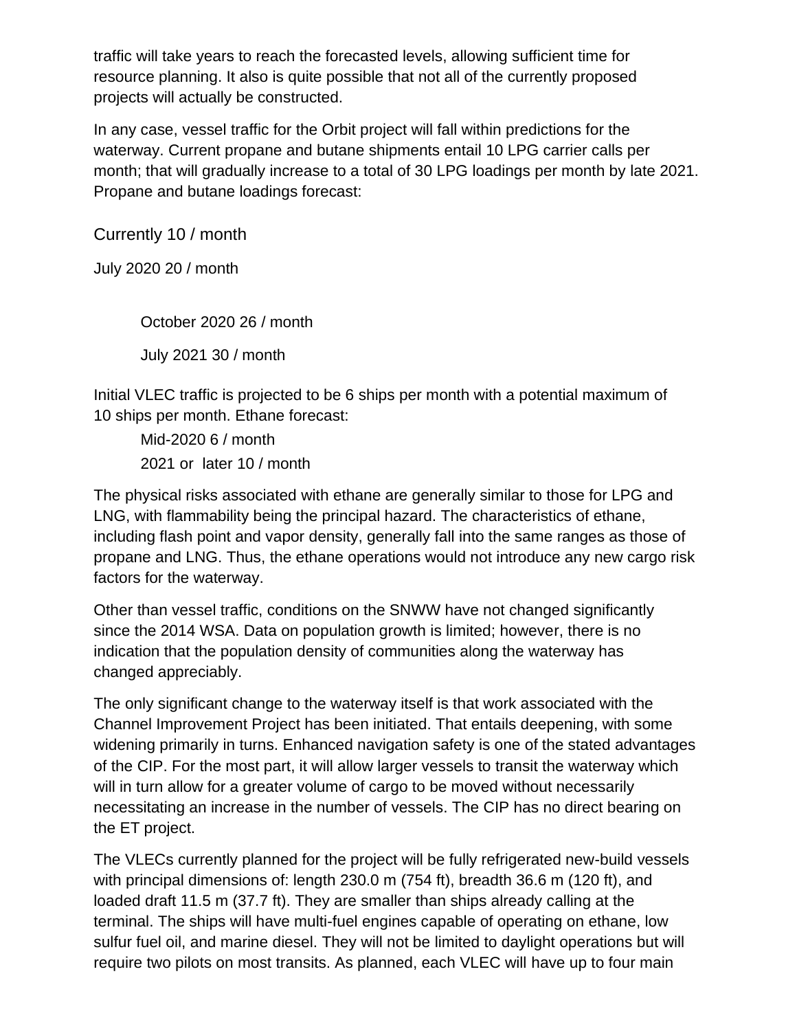traffic will take years to reach the forecasted levels, allowing sufficient time for resource planning. It also is quite possible that not all of the currently proposed projects will actually be constructed.

In any case, vessel traffic for the Orbit project will fall within predictions for the waterway. Current propane and butane shipments entail 10 LPG carrier calls per month; that will gradually increase to a total of 30 LPG loadings per month by late 2021. Propane and butane loadings forecast:

Currently 10 / month

July 2020 20 / month

October 2020 26 / month

July 2021 30 / month

Initial VLEC traffic is projected to be 6 ships per month with a potential maximum of 10 ships per month. Ethane forecast:

Mid-2020 6 / month

2021 or later 10 / month

The physical risks associated with ethane are generally similar to those for LPG and LNG, with flammability being the principal hazard. The characteristics of ethane, including flash point and vapor density, generally fall into the same ranges as those of propane and LNG. Thus, the ethane operations would not introduce any new cargo risk factors for the waterway.

Other than vessel traffic, conditions on the SNWW have not changed significantly since the 2014 WSA. Data on population growth is limited; however, there is no indication that the population density of communities along the waterway has changed appreciably.

The only significant change to the waterway itself is that work associated with the Channel Improvement Project has been initiated. That entails deepening, with some widening primarily in turns. Enhanced navigation safety is one of the stated advantages of the CIP. For the most part, it will allow larger vessels to transit the waterway which will in turn allow for a greater volume of cargo to be moved without necessarily necessitating an increase in the number of vessels. The CIP has no direct bearing on the ET project.

The VLECs currently planned for the project will be fully refrigerated new-build vessels with principal dimensions of: length 230.0 m (754 ft), breadth 36.6 m (120 ft), and loaded draft 11.5 m (37.7 ft). They are smaller than ships already calling at the terminal. The ships will have multi-fuel engines capable of operating on ethane, low sulfur fuel oil, and marine diesel. They will not be limited to daylight operations but will require two pilots on most transits. As planned, each VLEC will have up to four main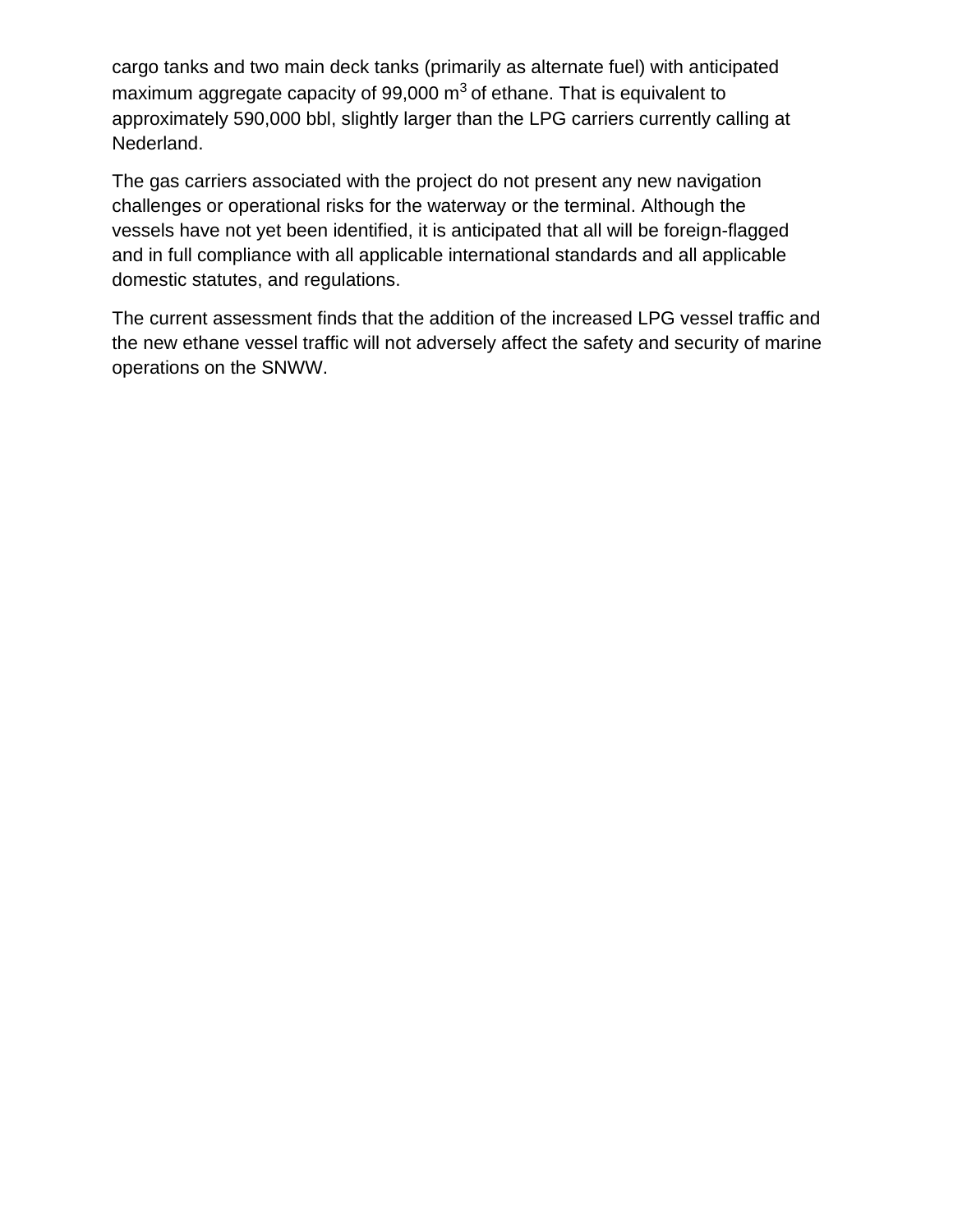cargo tanks and two main deck tanks (primarily as alternate fuel) with anticipated maximum aggregate capacity of 99,000 $m^3$ of ethane. That is equivalent to approximately 590,000 bbl, slightly larger than the LPG carriers currently calling at Nederland.

The gas carriers associated with the project do not present any new navigation challenges or operational risks for the waterway or the terminal. Although the vessels have not yet been identified, it is anticipated that all will be foreign-flagged and in full compliance with all applicable international standards and all applicable domestic statutes, and regulations.

The current assessment finds that the addition of the increased LPG vessel traffic and the new ethane vessel traffic will not adversely affect the safety and security of marine operations on the SNWW.